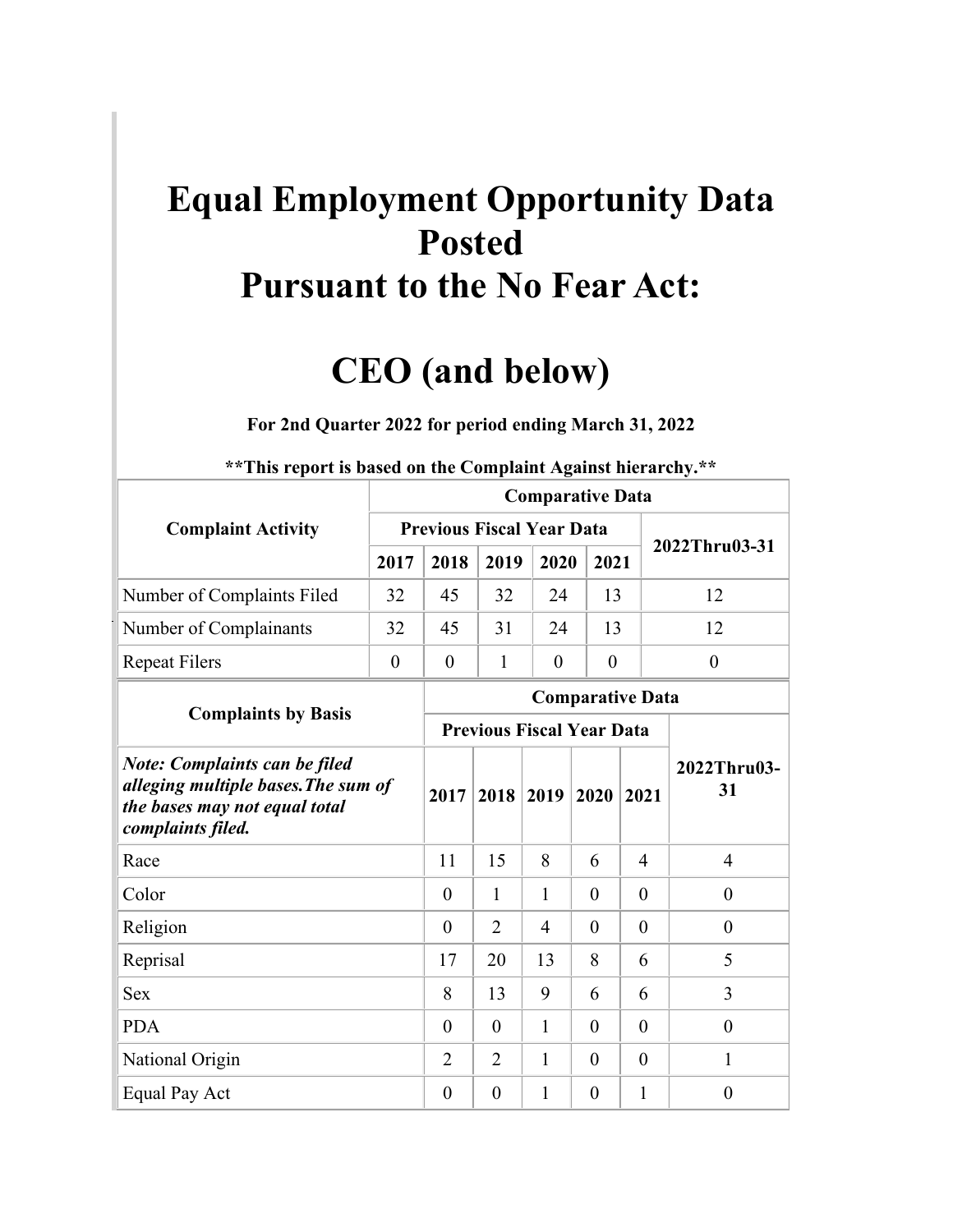# Equal Employment Opportunity Data Posted Pursuant to the No Fear Act:

# CEO (and below)

**For 2nd Quarter 2022 for period ending March 31, 2022**

**\*\*This report is based on the Complaint Against hierarchy.\*\***

| Complaint Activity | Comparative Data | | | | | |
|---|---|---|---|---|---|---|
| | Previous Fiscal Year Data | | | | | 2022Thru03-31 |
| | 2017 | 2018 | 2019 | 2020 | 2021 | |
| Number of Complaints Filed | 32 | 45 | 32 | 24 | 13 | 12 |
| Number of Complainants | 32 | 45 | 31 | 24 | 13 | 12 |
| Repeat Filers | 0 | 0 | 1 | 0 | 0 | 0 |

| Complaints by Basis | Comparative Data | | | | | |
|---|---|---|---|---|---|---|
| | Previous Fiscal Year Data | | | | | 2022Thru03-31 |
| *Note: Complaints can be filed alleging multiple bases.The sum of the bases may not equal total complaints filed.* | 2017 | 2018 | 2019 | 2020 | 2021 | |
| Race | 11 | 15 | 8 | 6 | 4 | 4 |
| Color | 0 | 1 | 1 | 0 | 0 | 0 |
| Religion | 0 | 2 | 4 | 0 | 0 | 0 |
| Reprisal | 17 | 20 | 13 | 8 | 6 | 5 |
| Sex | 8 | 13 | 9 | 6 | 6 | 3 |
| PDA | 0 | 0 | 1 | 0 | 0 | 0 |
| National Origin | 2 | 2 | 1 | 0 | 0 | 1 |
| Equal Pay Act | 0 | 0 | 1 | 0 | 1 | 0 |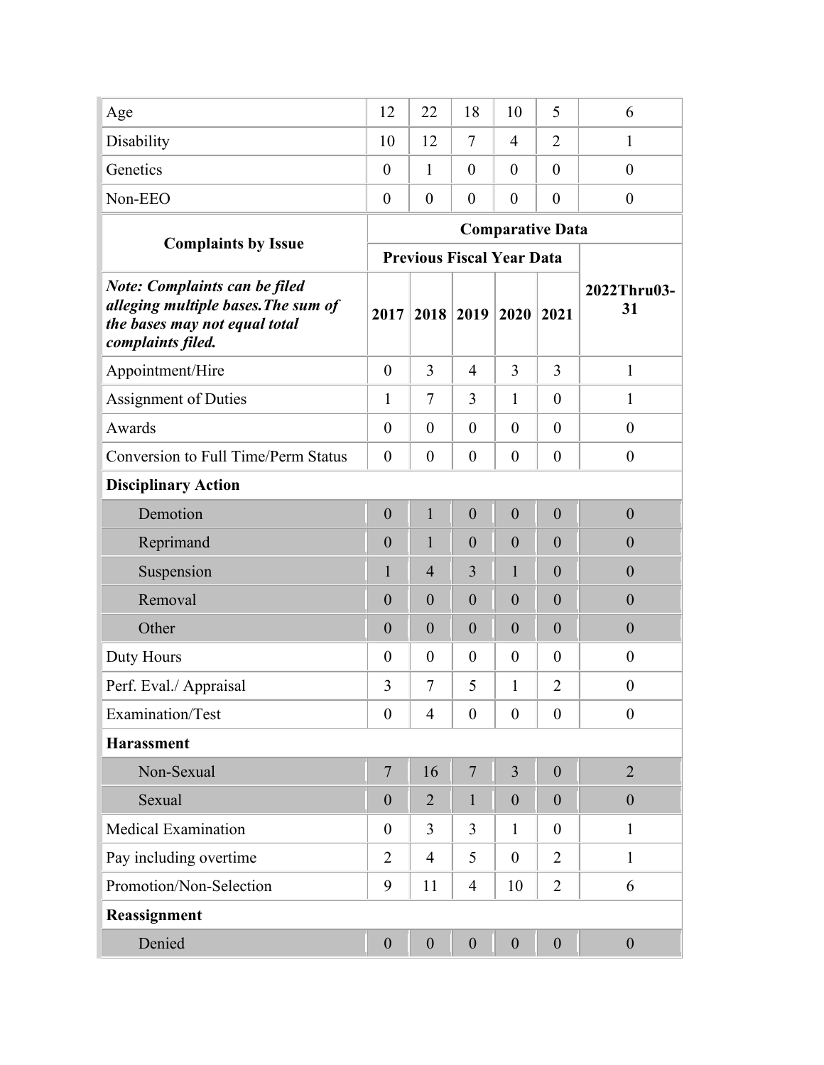| | | | | | | |
|---|---|---|---|---|---|---|
| Age | 12 | 22 | 18 | 10 | 5 | 6 |
| Disability | 10 | 12 | 7 | 4 | 2 | 1 |
| Genetics | 0 | 1 | 0 | 0 | 0 | 0 |
| Non-EEO | 0 | 0 | 0 | 0 | 0 | 0 |

| **Complaints by Issue** | **Comparative Data** | | | | | |
|---|---|---|---|---|---|---|
| | **Previous Fiscal Year Data** | | | | | |
| ***Note: Complaints can be filed alleging multiple bases.The sum of the bases may not equal total complaints filed.*** | **2017** | **2018** | **2019** | **2020** | **2021** | **2022Thru03-31** |
| Appointment/Hire | 0 | 3 | 4 | 3 | 3 | 1 |
| Assignment of Duties | 1 | 7 | 3 | 1 | 0 | 1 |
| Awards | 0 | 0 | 0 | 0 | 0 | 0 |
| Conversion to Full Time/Perm Status | 0 | 0 | 0 | 0 | 0 | 0 |
| **Disciplinary Action** | | | | | | |
| Demotion | 0 | 1 | 0 | 0 | 0 | 0 |
| Reprimand | 0 | 1 | 0 | 0 | 0 | 0 |
| Suspension | 1 | 4 | 3 | 1 | 0 | 0 |
| Removal | 0 | 0 | 0 | 0 | 0 | 0 |
| Other | 0 | 0 | 0 | 0 | 0 | 0 |
| Duty Hours | 0 | 0 | 0 | 0 | 0 | 0 |
| Perf. Eval./ Appraisal | 3 | 7 | 5 | 1 | 2 | 0 |
| Examination/Test | 0 | 4 | 0 | 0 | 0 | 0 |
| **Harassment** | | | | | | |
| Non-Sexual | 7 | 16 | 7 | 3 | 0 | 2 |
| Sexual | 0 | 2 | 1 | 0 | 0 | 0 |
| Medical Examination | 0 | 3 | 3 | 1 | 0 | 1 |
| Pay including overtime | 2 | 4 | 5 | 0 | 2 | 1 |
| Promotion/Non-Selection | 9 | 11 | 4 | 10 | 2 | 6 |
| **Reassignment** | | | | | | |
| Denied | 0 | 0 | 0 | 0 | 0 | 0 |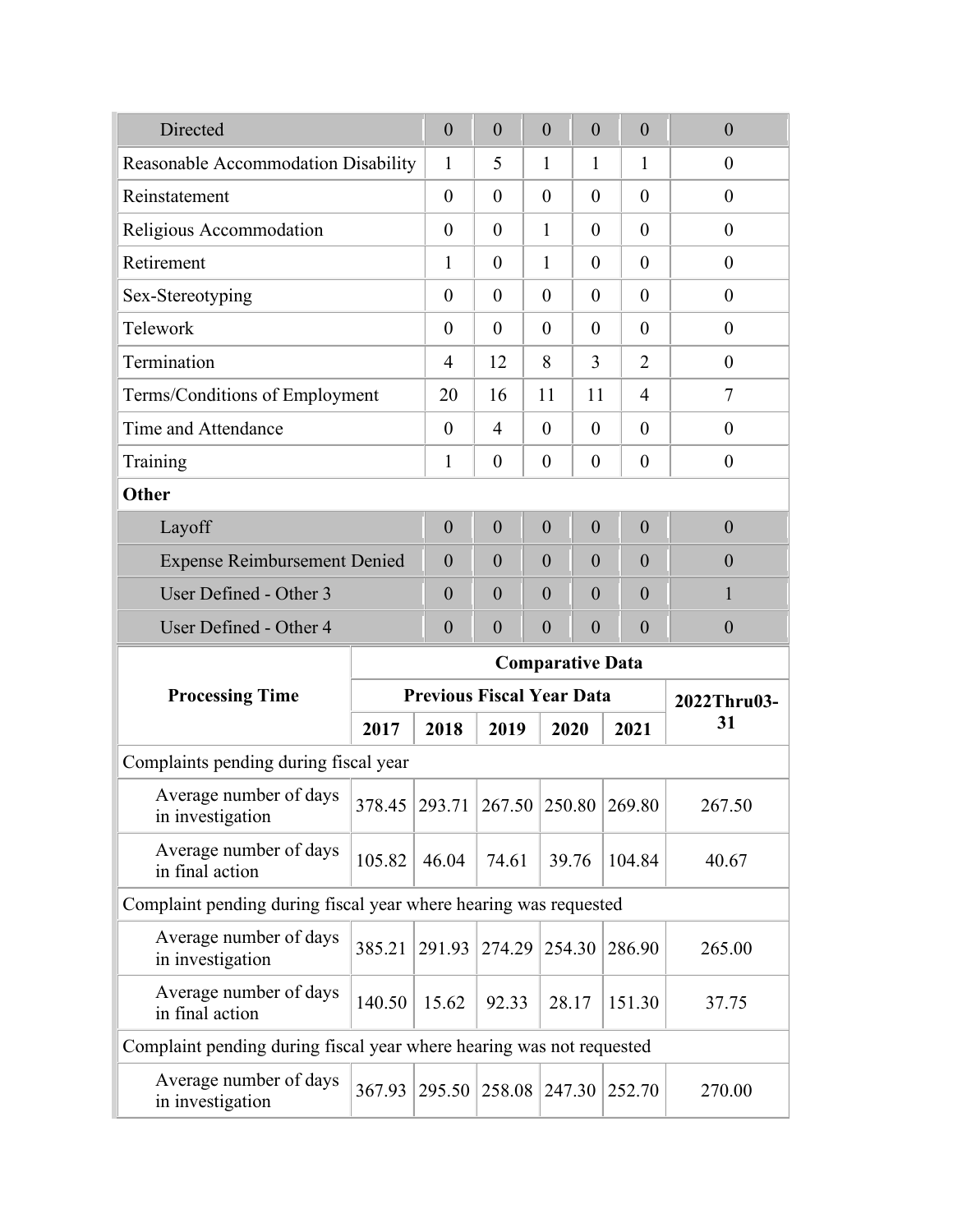| | | | | | | |
|---|---|---|---|---|---|---|
| Directed | 0 | 0 | 0 | 0 | 0 | 0 |
| Reasonable Accommodation Disability | 1 | 5 | 1 | 1 | 1 | 0 |
| Reinstatement | 0 | 0 | 0 | 0 | 0 | 0 |
| Religious Accommodation | 0 | 0 | 1 | 0 | 0 | 0 |
| Retirement | 1 | 0 | 1 | 0 | 0 | 0 |
| Sex-Stereotyping | 0 | 0 | 0 | 0 | 0 | 0 |
| Telework | 0 | 0 | 0 | 0 | 0 | 0 |
| Termination | 4 | 12 | 8 | 3 | 2 | 0 |
| Terms/Conditions of Employment | 20 | 16 | 11 | 11 | 4 | 7 |
| Time and Attendance | 0 | 4 | 0 | 0 | 0 | 0 |
| Training | 1 | 0 | 0 | 0 | 0 | 0 |
| **Other** | | | | | | |
| Layoff | 0 | 0 | 0 | 0 | 0 | 0 |
| Expense Reimbursement Denied | 0 | 0 | 0 | 0 | 0 | 0 |
| User Defined - Other 3 | 0 | 0 | 0 | 0 | 0 | 1 |
| User Defined - Other 4 | 0 | 0 | 0 | 0 | 0 | 0 |

| **Processing Time** | **Comparative Data** | | | | | |
|---|---|---|---|---|---|---|
| | **Previous Fiscal Year Data** | | | | | **2022Thru03-31** |
| | **2017** | **2018** | **2019** | **2020** | **2021** | |
| Complaints pending during fiscal year | | | | | | |
| Average number of days in investigation | 378.45 | 293.71 | 267.50 | 250.80 | 269.80 | 267.50 |
| Average number of days in final action | 105.82 | 46.04 | 74.61 | 39.76 | 104.84 | 40.67 |
| Complaint pending during fiscal year where hearing was requested | | | | | | |
| Average number of days in investigation | 385.21 | 291.93 | 274.29 | 254.30 | 286.90 | 265.00 |
| Average number of days in final action | 140.50 | 15.62 | 92.33 | 28.17 | 151.30 | 37.75 |
| Complaint pending during fiscal year where hearing was not requested | | | | | | |
| Average number of days in investigation | 367.93 | 295.50 | 258.08 | 247.30 | 252.70 | 270.00 |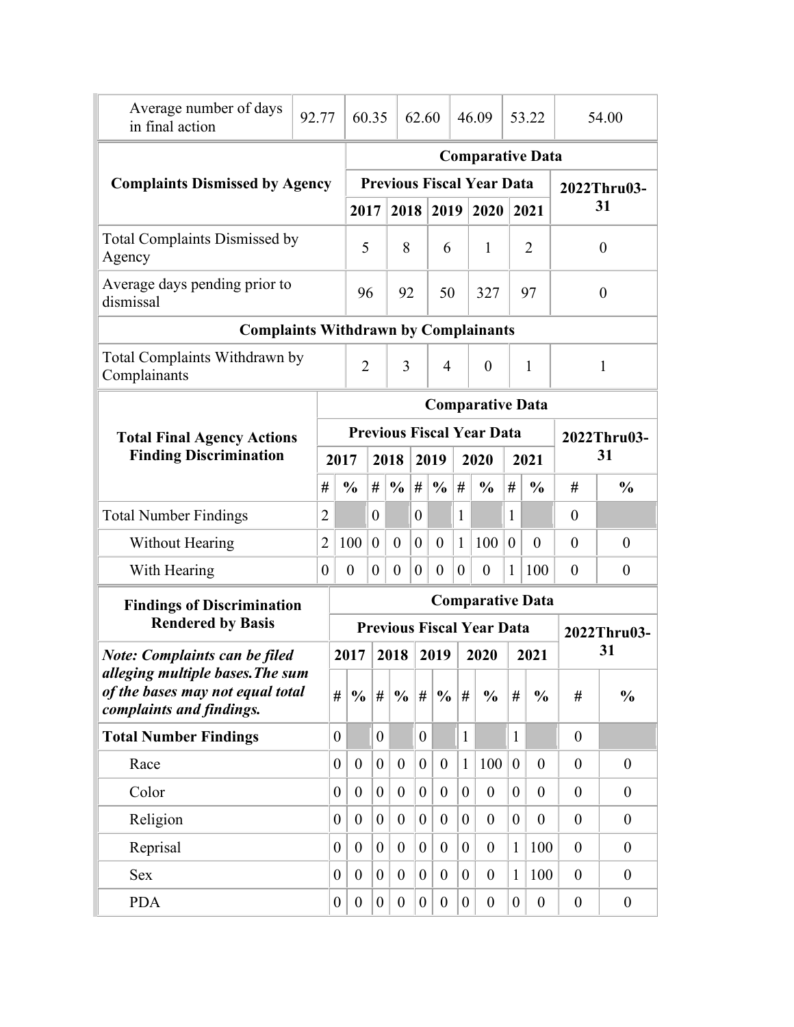| Average number of days in final action | 92.77 | 60.35 | 62.60 | 46.09 | 53.22 | 54.00 |
|---|---|---|---|---|---|---|

| Complaints Dismissed by Agency | Comparative Data | | | | | |
|---|---|---|---|---|---|---|
| | Previous Fiscal Year Data | | | | | 2022Thru03-31 |
| | 2017 | 2018 | 2019 | 2020 | 2021 | |
| Total Complaints Dismissed by Agency | 5 | 8 | 6 | 1 | 2 | 0 |
| Average days pending prior to dismissal | 96 | 92 | 50 | 327 | 97 | 0 |
| **Complaints Withdrawn by Complainants** | | | | | | |
| Total Complaints Withdrawn by Complainants | 2 | 3 | 4 | 0 | 1 | 1 |

| Total Final Agency Actions Finding Discrimination | Comparative Data | | | | | | | | | | | |
|---|---|---|---|---|---|---|---|---|---|---|---|---|
| | Previous Fiscal Year Data | | | | | | | | | | 2022Thru03-31 | |
| | 2017 | | 2018 | | 2019 | | 2020 | | 2021 | | | |
| | # | % | # | % | # | % | # | % | # | % | # | % |
| Total Number Findings | 2 | | 0 | | 0 | | 1 | | 1 | | 0 | |
| Without Hearing | 2 | 100 | 0 | 0 | 0 | 0 | 1 | 100 | 0 | 0 | 0 | 0 |
| With Hearing | 0 | 0 | 0 | 0 | 0 | 0 | 0 | 0 | 1 | 100 | 0 | 0 |

| Findings of Discrimination Rendered by Basis | Comparative Data | | | | | | | | | | | |
|---|---|---|---|---|---|---|---|---|---|---|---|---|
| | Previous Fiscal Year Data | | | | | | | | | | 2022Thru03-31 | |
| ***Note: Complaints can be filed alleging multiple bases.The sum of the bases may not equal total complaints and findings.*** | 2017 | | 2018 | | 2019 | | 2020 | | 2021 | | | |
| | # | % | # | % | # | % | # | % | # | % | # | % |
| **Total Number Findings** | 0 | | 0 | | 0 | | 1 | | 1 | | 0 | |
| Race | 0 | 0 | 0 | 0 | 0 | 0 | 1 | 100 | 0 | 0 | 0 | 0 |
| Color | 0 | 0 | 0 | 0 | 0 | 0 | 0 | 0 | 0 | 0 | 0 | 0 |
| Religion | 0 | 0 | 0 | 0 | 0 | 0 | 0 | 0 | 0 | 0 | 0 | 0 |
| Reprisal | 0 | 0 | 0 | 0 | 0 | 0 | 0 | 0 | 1 | 100 | 0 | 0 |
| Sex | 0 | 0 | 0 | 0 | 0 | 0 | 0 | 0 | 1 | 100 | 0 | 0 |
| PDA | 0 | 0 | 0 | 0 | 0 | 0 | 0 | 0 | 0 | 0 | 0 | 0 |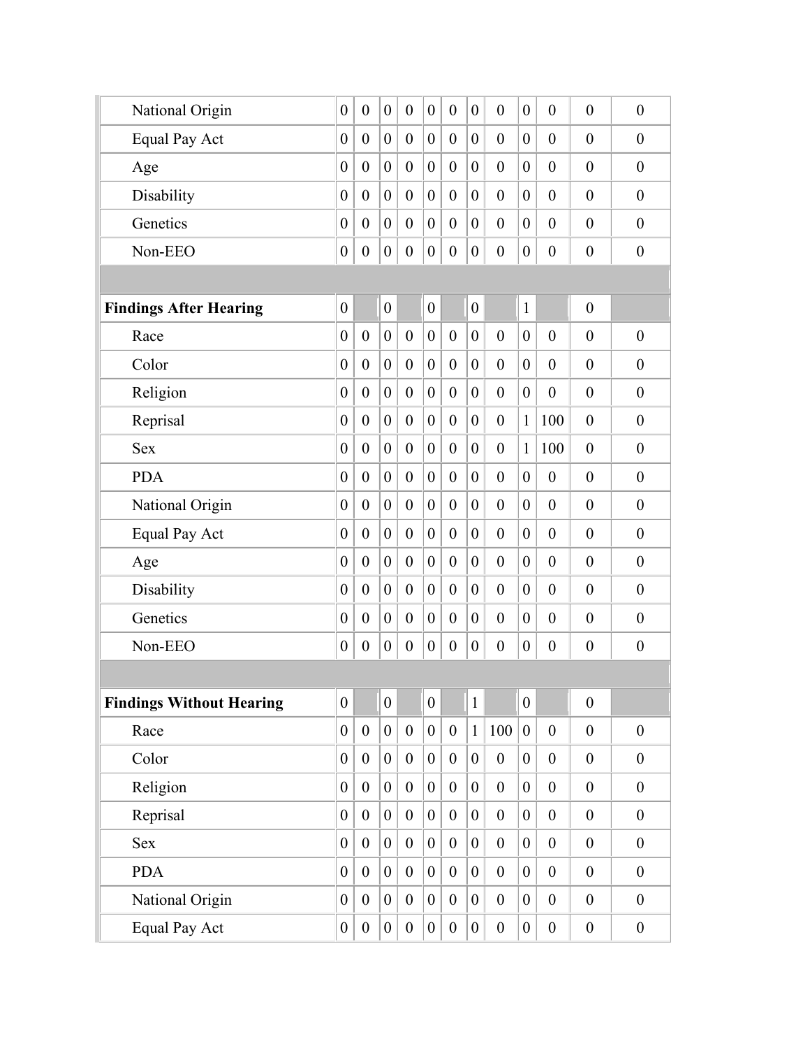| | | | | | | | | | | | | |
|---|---|---|---|---|---|---|---|---|---|---|---|---|
| National Origin | 0 | 0 | 0 | 0 | 0 | 0 | 0 | 0 | 0 | 0 | 0 | 0 |
| Equal Pay Act | 0 | 0 | 0 | 0 | 0 | 0 | 0 | 0 | 0 | 0 | 0 | 0 |
| Age | 0 | 0 | 0 | 0 | 0 | 0 | 0 | 0 | 0 | 0 | 0 | 0 |
| Disability | 0 | 0 | 0 | 0 | 0 | 0 | 0 | 0 | 0 | 0 | 0 | 0 |
| Genetics | 0 | 0 | 0 | 0 | 0 | 0 | 0 | 0 | 0 | 0 | 0 | 0 |
| Non-EEO | 0 | 0 | 0 | 0 | 0 | 0 | 0 | 0 | 0 | 0 | 0 | 0 |
| | | | | | | | | | | | | |
| **Findings After Hearing** | 0 | | 0 | | 0 | | 0 | | 1 | | 0 | |
| Race | 0 | 0 | 0 | 0 | 0 | 0 | 0 | 0 | 0 | 0 | 0 | 0 |
| Color | 0 | 0 | 0 | 0 | 0 | 0 | 0 | 0 | 0 | 0 | 0 | 0 |
| Religion | 0 | 0 | 0 | 0 | 0 | 0 | 0 | 0 | 0 | 0 | 0 | 0 |
| Reprisal | 0 | 0 | 0 | 0 | 0 | 0 | 0 | 0 | 1 | 100 | 0 | 0 |
| Sex | 0 | 0 | 0 | 0 | 0 | 0 | 0 | 0 | 1 | 100 | 0 | 0 |
| PDA | 0 | 0 | 0 | 0 | 0 | 0 | 0 | 0 | 0 | 0 | 0 | 0 |
| National Origin | 0 | 0 | 0 | 0 | 0 | 0 | 0 | 0 | 0 | 0 | 0 | 0 |
| Equal Pay Act | 0 | 0 | 0 | 0 | 0 | 0 | 0 | 0 | 0 | 0 | 0 | 0 |
| Age | 0 | 0 | 0 | 0 | 0 | 0 | 0 | 0 | 0 | 0 | 0 | 0 |
| Disability | 0 | 0 | 0 | 0 | 0 | 0 | 0 | 0 | 0 | 0 | 0 | 0 |
| Genetics | 0 | 0 | 0 | 0 | 0 | 0 | 0 | 0 | 0 | 0 | 0 | 0 |
| Non-EEO | 0 | 0 | 0 | 0 | 0 | 0 | 0 | 0 | 0 | 0 | 0 | 0 |
| | | | | | | | | | | | | |
| **Findings Without Hearing** | 0 | | 0 | | 0 | | 1 | | 0 | | 0 | |
| Race | 0 | 0 | 0 | 0 | 0 | 0 | 1 | 100 | 0 | 0 | 0 | 0 |
| Color | 0 | 0 | 0 | 0 | 0 | 0 | 0 | 0 | 0 | 0 | 0 | 0 |
| Religion | 0 | 0 | 0 | 0 | 0 | 0 | 0 | 0 | 0 | 0 | 0 | 0 |
| Reprisal | 0 | 0 | 0 | 0 | 0 | 0 | 0 | 0 | 0 | 0 | 0 | 0 |
| Sex | 0 | 0 | 0 | 0 | 0 | 0 | 0 | 0 | 0 | 0 | 0 | 0 |
| PDA | 0 | 0 | 0 | 0 | 0 | 0 | 0 | 0 | 0 | 0 | 0 | 0 |
| National Origin | 0 | 0 | 0 | 0 | 0 | 0 | 0 | 0 | 0 | 0 | 0 | 0 |
| Equal Pay Act | 0 | 0 | 0 | 0 | 0 | 0 | 0 | 0 | 0 | 0 | 0 | 0 |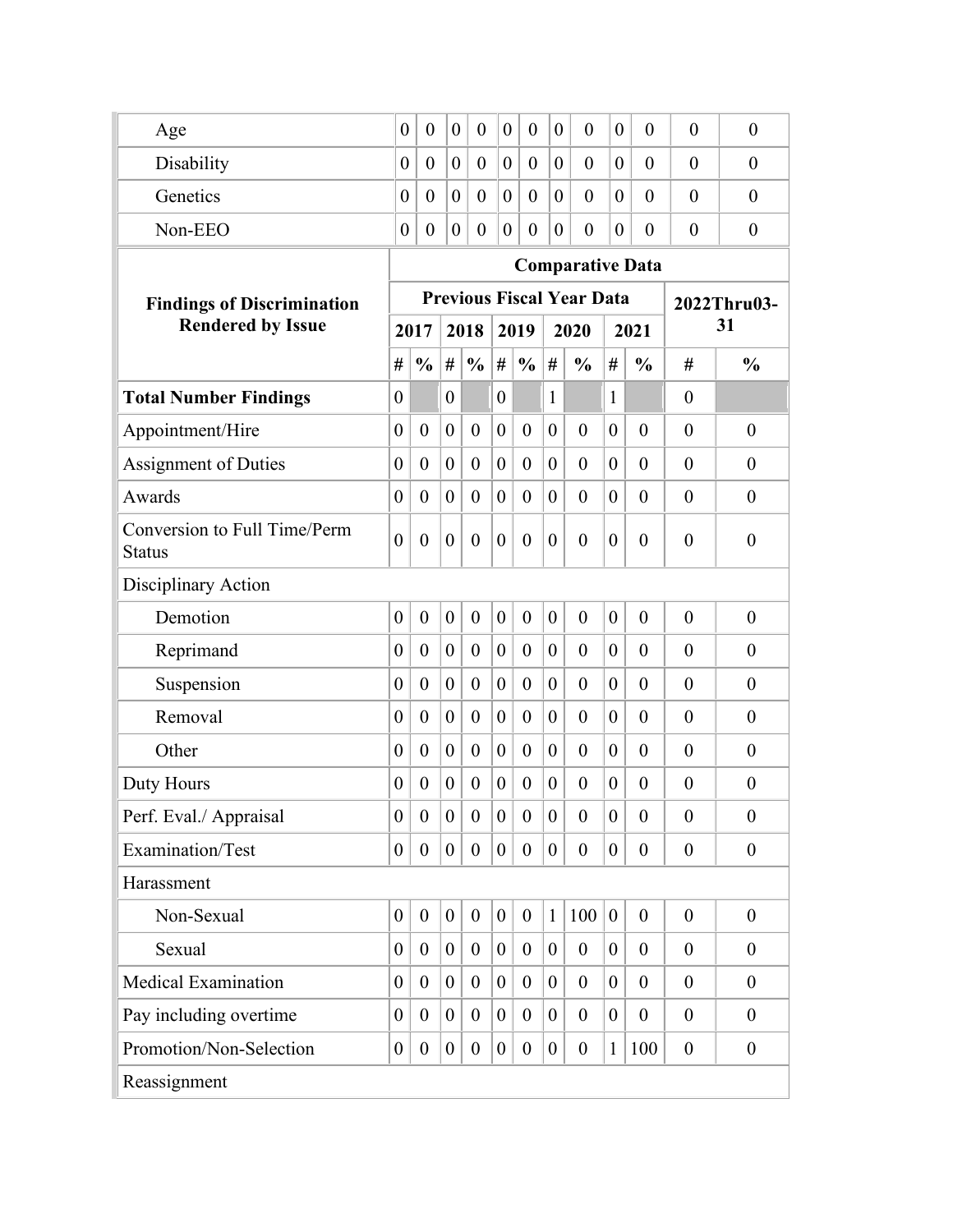| | | | | | | | | | | | | |
|---|---|---|---|---|---|---|---|---|---|---|---|---|
| Age | 0 | 0 | 0 | 0 | 0 | 0 | 0 | 0 | 0 | 0 | 0 | 0 |
| Disability | 0 | 0 | 0 | 0 | 0 | 0 | 0 | 0 | 0 | 0 | 0 | 0 |
| Genetics | 0 | 0 | 0 | 0 | 0 | 0 | 0 | 0 | 0 | 0 | 0 | 0 |
| Non-EEO | 0 | 0 | 0 | 0 | 0 | 0 | 0 | 0 | 0 | 0 | 0 | 0 |

| **Findings of Discrimination Rendered by Issue** | **Comparative Data** | | | | | | | | | | | |
|---|---|---|---|---|---|---|---|---|---|---|---|---|
| | **Previous Fiscal Year Data** | | | | | | | | | | **2022Thru03-31** | |
| | **2017** | | **2018** | | **2019** | | **2020** | | **2021** | | | |
| | **#** | **%** | **#** | **%** | **#** | **%** | **#** | **%** | **#** | **%** | **#** | **%** |
| **Total Number Findings** | 0 | | 0 | | 0 | | 1 | | 1 | | 0 | |
| Appointment/Hire | 0 | 0 | 0 | 0 | 0 | 0 | 0 | 0 | 0 | 0 | 0 | 0 |
| Assignment of Duties | 0 | 0 | 0 | 0 | 0 | 0 | 0 | 0 | 0 | 0 | 0 | 0 |
| Awards | 0 | 0 | 0 | 0 | 0 | 0 | 0 | 0 | 0 | 0 | 0 | 0 |
| Conversion to Full Time/Perm Status | 0 | 0 | 0 | 0 | 0 | 0 | 0 | 0 | 0 | 0 | 0 | 0 |
| Disciplinary Action | | | | | | | | | | | | |
| Demotion | 0 | 0 | 0 | 0 | 0 | 0 | 0 | 0 | 0 | 0 | 0 | 0 |
| Reprimand | 0 | 0 | 0 | 0 | 0 | 0 | 0 | 0 | 0 | 0 | 0 | 0 |
| Suspension | 0 | 0 | 0 | 0 | 0 | 0 | 0 | 0 | 0 | 0 | 0 | 0 |
| Removal | 0 | 0 | 0 | 0 | 0 | 0 | 0 | 0 | 0 | 0 | 0 | 0 |
| Other | 0 | 0 | 0 | 0 | 0 | 0 | 0 | 0 | 0 | 0 | 0 | 0 |
| Duty Hours | 0 | 0 | 0 | 0 | 0 | 0 | 0 | 0 | 0 | 0 | 0 | 0 |
| Perf. Eval./ Appraisal | 0 | 0 | 0 | 0 | 0 | 0 | 0 | 0 | 0 | 0 | 0 | 0 |
| Examination/Test | 0 | 0 | 0 | 0 | 0 | 0 | 0 | 0 | 0 | 0 | 0 | 0 |
| Harassment | | | | | | | | | | | | |
| Non-Sexual | 0 | 0 | 0 | 0 | 0 | 0 | 1 | 100 | 0 | 0 | 0 | 0 |
| Sexual | 0 | 0 | 0 | 0 | 0 | 0 | 0 | 0 | 0 | 0 | 0 | 0 |
| Medical Examination | 0 | 0 | 0 | 0 | 0 | 0 | 0 | 0 | 0 | 0 | 0 | 0 |
| Pay including overtime | 0 | 0 | 0 | 0 | 0 | 0 | 0 | 0 | 0 | 0 | 0 | 0 |
| Promotion/Non-Selection | 0 | 0 | 0 | 0 | 0 | 0 | 0 | 0 | 1 | 100 | 0 | 0 |
| Reassignment | | | | | | | | | | | | |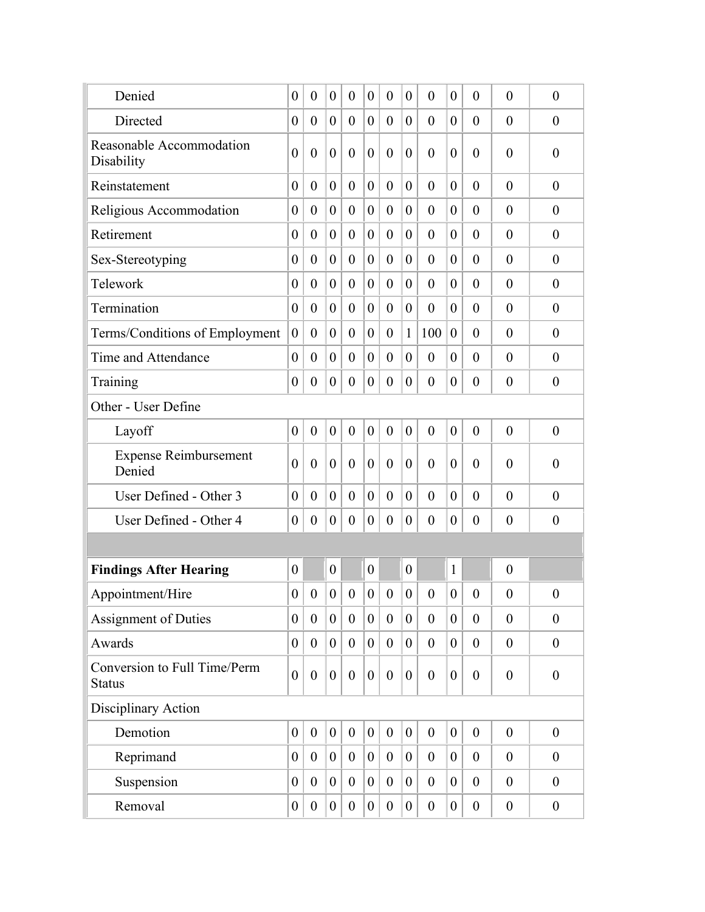| | | | | | | | | | | | | |
|---|---|---|---|---|---|---|---|---|---|---|---|---|
| Denied | 0 | 0 | 0 | 0 | 0 | 0 | 0 | 0 | 0 | 0 | 0 | 0 |
| Directed | 0 | 0 | 0 | 0 | 0 | 0 | 0 | 0 | 0 | 0 | 0 | 0 |
| Reasonable Accommodation Disability | 0 | 0 | 0 | 0 | 0 | 0 | 0 | 0 | 0 | 0 | 0 | 0 |
| Reinstatement | 0 | 0 | 0 | 0 | 0 | 0 | 0 | 0 | 0 | 0 | 0 | 0 |
| Religious Accommodation | 0 | 0 | 0 | 0 | 0 | 0 | 0 | 0 | 0 | 0 | 0 | 0 |
| Retirement | 0 | 0 | 0 | 0 | 0 | 0 | 0 | 0 | 0 | 0 | 0 | 0 |
| Sex-Stereotyping | 0 | 0 | 0 | 0 | 0 | 0 | 0 | 0 | 0 | 0 | 0 | 0 |
| Telework | 0 | 0 | 0 | 0 | 0 | 0 | 0 | 0 | 0 | 0 | 0 | 0 |
| Termination | 0 | 0 | 0 | 0 | 0 | 0 | 0 | 0 | 0 | 0 | 0 | 0 |
| Terms/Conditions of Employment | 0 | 0 | 0 | 0 | 0 | 0 | 1 | 100 | 0 | 0 | 0 | 0 |
| Time and Attendance | 0 | 0 | 0 | 0 | 0 | 0 | 0 | 0 | 0 | 0 | 0 | 0 |
| Training | 0 | 0 | 0 | 0 | 0 | 0 | 0 | 0 | 0 | 0 | 0 | 0 |
| Other - User Define | | | | | | | | | | | | |
| Layoff | 0 | 0 | 0 | 0 | 0 | 0 | 0 | 0 | 0 | 0 | 0 | 0 |
| Expense Reimbursement Denied | 0 | 0 | 0 | 0 | 0 | 0 | 0 | 0 | 0 | 0 | 0 | 0 |
| User Defined - Other 3 | 0 | 0 | 0 | 0 | 0 | 0 | 0 | 0 | 0 | 0 | 0 | 0 |
| User Defined - Other 4 | 0 | 0 | 0 | 0 | 0 | 0 | 0 | 0 | 0 | 0 | 0 | 0 |
| | | | | | | | | | | | | |
| **Findings After Hearing** | 0 | | 0 | | 0 | | 0 | | 1 | | 0 | |
| Appointment/Hire | 0 | 0 | 0 | 0 | 0 | 0 | 0 | 0 | 0 | 0 | 0 | 0 |
| Assignment of Duties | 0 | 0 | 0 | 0 | 0 | 0 | 0 | 0 | 0 | 0 | 0 | 0 |
| Awards | 0 | 0 | 0 | 0 | 0 | 0 | 0 | 0 | 0 | 0 | 0 | 0 |
| Conversion to Full Time/Perm Status | 0 | 0 | 0 | 0 | 0 | 0 | 0 | 0 | 0 | 0 | 0 | 0 |
| Disciplinary Action | | | | | | | | | | | | |
| Demotion | 0 | 0 | 0 | 0 | 0 | 0 | 0 | 0 | 0 | 0 | 0 | 0 |
| Reprimand | 0 | 0 | 0 | 0 | 0 | 0 | 0 | 0 | 0 | 0 | 0 | 0 |
| Suspension | 0 | 0 | 0 | 0 | 0 | 0 | 0 | 0 | 0 | 0 | 0 | 0 |
| Removal | 0 | 0 | 0 | 0 | 0 | 0 | 0 | 0 | 0 | 0 | 0 | 0 |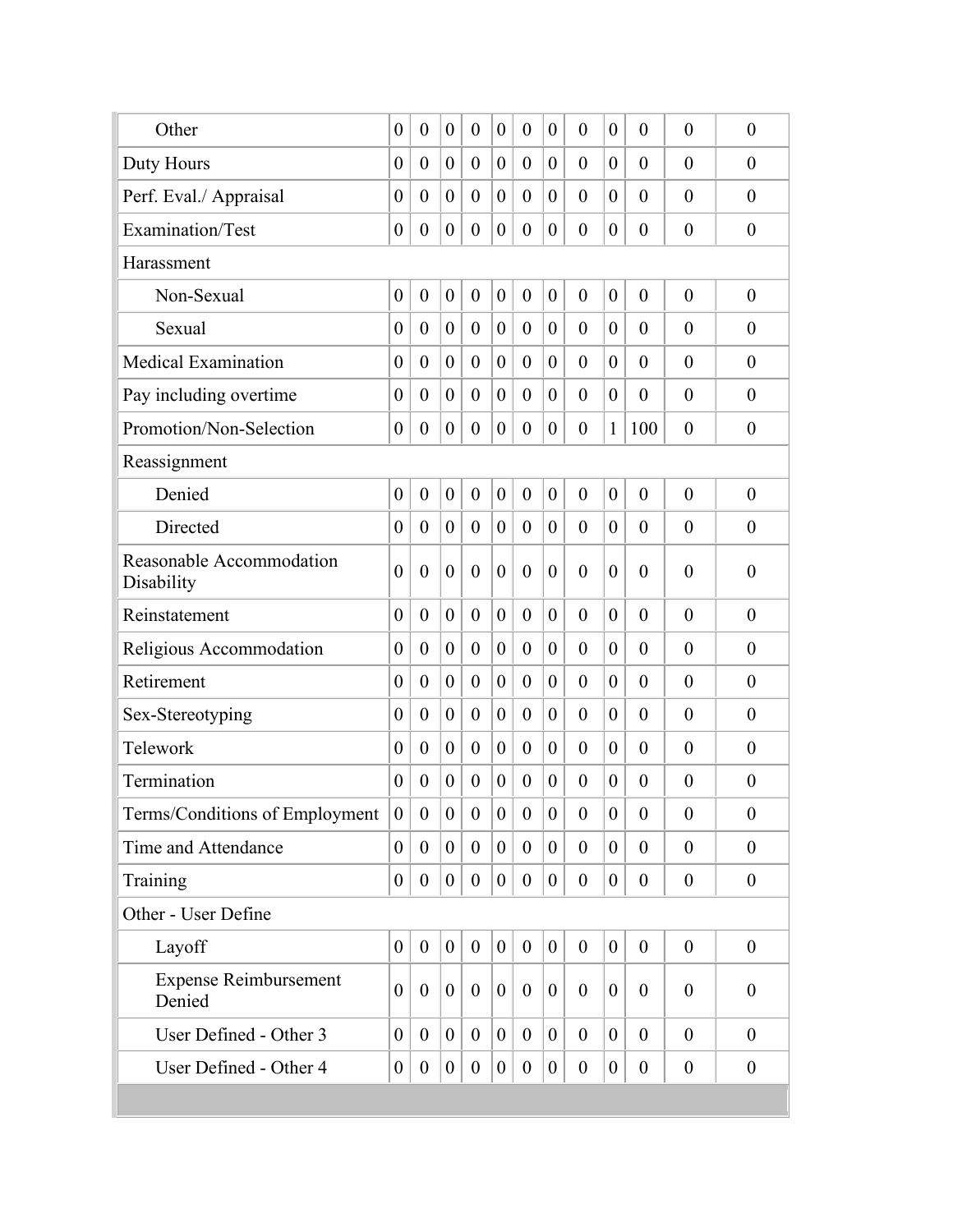| | | | | | | | | | | | | |
|---|---|---|---|---|---|---|---|---|---|---|---|---|
| Other | 0 | 0 | 0 | 0 | 0 | 0 | 0 | 0 | 0 | 0 | 0 | 0 |
| Duty Hours | 0 | 0 | 0 | 0 | 0 | 0 | 0 | 0 | 0 | 0 | 0 | 0 |
| Perf. Eval./ Appraisal | 0 | 0 | 0 | 0 | 0 | 0 | 0 | 0 | 0 | 0 | 0 | 0 |
| Examination/Test | 0 | 0 | 0 | 0 | 0 | 0 | 0 | 0 | 0 | 0 | 0 | 0 |
| Harassment | | | | | | | | | | | | |
| Non-Sexual | 0 | 0 | 0 | 0 | 0 | 0 | 0 | 0 | 0 | 0 | 0 | 0 |
| Sexual | 0 | 0 | 0 | 0 | 0 | 0 | 0 | 0 | 0 | 0 | 0 | 0 |
| Medical Examination | 0 | 0 | 0 | 0 | 0 | 0 | 0 | 0 | 0 | 0 | 0 | 0 |
| Pay including overtime | 0 | 0 | 0 | 0 | 0 | 0 | 0 | 0 | 0 | 0 | 0 | 0 |
| Promotion/Non-Selection | 0 | 0 | 0 | 0 | 0 | 0 | 0 | 0 | 1 | 100 | 0 | 0 |
| Reassignment | | | | | | | | | | | | |
| Denied | 0 | 0 | 0 | 0 | 0 | 0 | 0 | 0 | 0 | 0 | 0 | 0 |
| Directed | 0 | 0 | 0 | 0 | 0 | 0 | 0 | 0 | 0 | 0 | 0 | 0 |
| Reasonable Accommodation Disability | 0 | 0 | 0 | 0 | 0 | 0 | 0 | 0 | 0 | 0 | 0 | 0 |
| Reinstatement | 0 | 0 | 0 | 0 | 0 | 0 | 0 | 0 | 0 | 0 | 0 | 0 |
| Religious Accommodation | 0 | 0 | 0 | 0 | 0 | 0 | 0 | 0 | 0 | 0 | 0 | 0 |
| Retirement | 0 | 0 | 0 | 0 | 0 | 0 | 0 | 0 | 0 | 0 | 0 | 0 |
| Sex-Stereotyping | 0 | 0 | 0 | 0 | 0 | 0 | 0 | 0 | 0 | 0 | 0 | 0 |
| Telework | 0 | 0 | 0 | 0 | 0 | 0 | 0 | 0 | 0 | 0 | 0 | 0 |
| Termination | 0 | 0 | 0 | 0 | 0 | 0 | 0 | 0 | 0 | 0 | 0 | 0 |
| Terms/Conditions of Employment | 0 | 0 | 0 | 0 | 0 | 0 | 0 | 0 | 0 | 0 | 0 | 0 |
| Time and Attendance | 0 | 0 | 0 | 0 | 0 | 0 | 0 | 0 | 0 | 0 | 0 | 0 |
| Training | 0 | 0 | 0 | 0 | 0 | 0 | 0 | 0 | 0 | 0 | 0 | 0 |
| Other - User Define | | | | | | | | | | | | |
| Layoff | 0 | 0 | 0 | 0 | 0 | 0 | 0 | 0 | 0 | 0 | 0 | 0 |
| Expense Reimbursement Denied | 0 | 0 | 0 | 0 | 0 | 0 | 0 | 0 | 0 | 0 | 0 | 0 |
| User Defined - Other 3 | 0 | 0 | 0 | 0 | 0 | 0 | 0 | 0 | 0 | 0 | 0 | 0 |
| User Defined - Other 4 | 0 | 0 | 0 | 0 | 0 | 0 | 0 | 0 | 0 | 0 | 0 | 0 |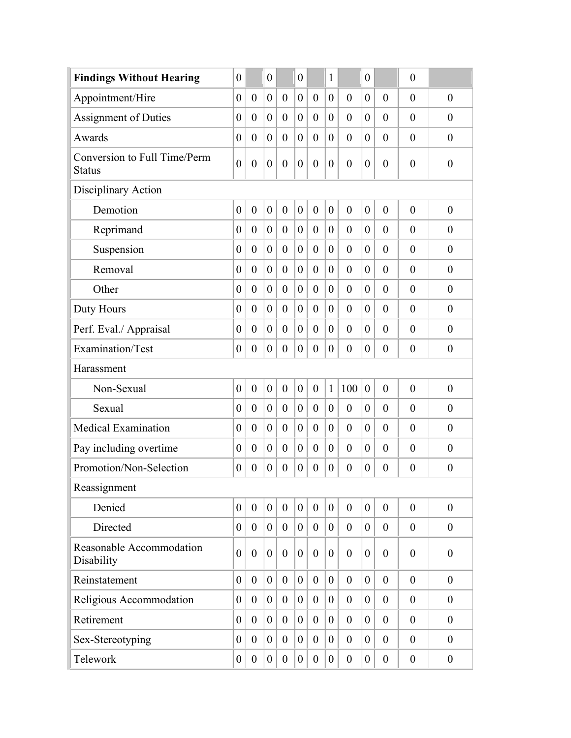| **Findings Without Hearing** | 0 | | 0 | | 0 | | 1 | | 0 | | 0 | |
|---|---|---|---|---|---|---|---|---|---|---|---|---|
| Appointment/Hire | 0 | 0 | 0 | 0 | 0 | 0 | 0 | 0 | 0 | 0 | 0 | 0 |
| Assignment of Duties | 0 | 0 | 0 | 0 | 0 | 0 | 0 | 0 | 0 | 0 | 0 | 0 |
| Awards | 0 | 0 | 0 | 0 | 0 | 0 | 0 | 0 | 0 | 0 | 0 | 0 |
| Conversion to Full Time/Perm Status | 0 | 0 | 0 | 0 | 0 | 0 | 0 | 0 | 0 | 0 | 0 | 0 |
| Disciplinary Action | | | | | | | | | | | | |
| Demotion | 0 | 0 | 0 | 0 | 0 | 0 | 0 | 0 | 0 | 0 | 0 | 0 |
| Reprimand | 0 | 0 | 0 | 0 | 0 | 0 | 0 | 0 | 0 | 0 | 0 | 0 |
| Suspension | 0 | 0 | 0 | 0 | 0 | 0 | 0 | 0 | 0 | 0 | 0 | 0 |
| Removal | 0 | 0 | 0 | 0 | 0 | 0 | 0 | 0 | 0 | 0 | 0 | 0 |
| Other | 0 | 0 | 0 | 0 | 0 | 0 | 0 | 0 | 0 | 0 | 0 | 0 |
| Duty Hours | 0 | 0 | 0 | 0 | 0 | 0 | 0 | 0 | 0 | 0 | 0 | 0 |
| Perf. Eval./ Appraisal | 0 | 0 | 0 | 0 | 0 | 0 | 0 | 0 | 0 | 0 | 0 | 0 |
| Examination/Test | 0 | 0 | 0 | 0 | 0 | 0 | 0 | 0 | 0 | 0 | 0 | 0 |
| Harassment | | | | | | | | | | | | |
| Non-Sexual | 0 | 0 | 0 | 0 | 0 | 0 | 1 | 100 | 0 | 0 | 0 | 0 |
| Sexual | 0 | 0 | 0 | 0 | 0 | 0 | 0 | 0 | 0 | 0 | 0 | 0 |
| Medical Examination | 0 | 0 | 0 | 0 | 0 | 0 | 0 | 0 | 0 | 0 | 0 | 0 |
| Pay including overtime | 0 | 0 | 0 | 0 | 0 | 0 | 0 | 0 | 0 | 0 | 0 | 0 |
| Promotion/Non-Selection | 0 | 0 | 0 | 0 | 0 | 0 | 0 | 0 | 0 | 0 | 0 | 0 |
| Reassignment | | | | | | | | | | | | |
| Denied | 0 | 0 | 0 | 0 | 0 | 0 | 0 | 0 | 0 | 0 | 0 | 0 |
| Directed | 0 | 0 | 0 | 0 | 0 | 0 | 0 | 0 | 0 | 0 | 0 | 0 |
| Reasonable Accommodation Disability | 0 | 0 | 0 | 0 | 0 | 0 | 0 | 0 | 0 | 0 | 0 | 0 |
| Reinstatement | 0 | 0 | 0 | 0 | 0 | 0 | 0 | 0 | 0 | 0 | 0 | 0 |
| Religious Accommodation | 0 | 0 | 0 | 0 | 0 | 0 | 0 | 0 | 0 | 0 | 0 | 0 |
| Retirement | 0 | 0 | 0 | 0 | 0 | 0 | 0 | 0 | 0 | 0 | 0 | 0 |
| Sex-Stereotyping | 0 | 0 | 0 | 0 | 0 | 0 | 0 | 0 | 0 | 0 | 0 | 0 |
| Telework | 0 | 0 | 0 | 0 | 0 | 0 | 0 | 0 | 0 | 0 | 0 | 0 |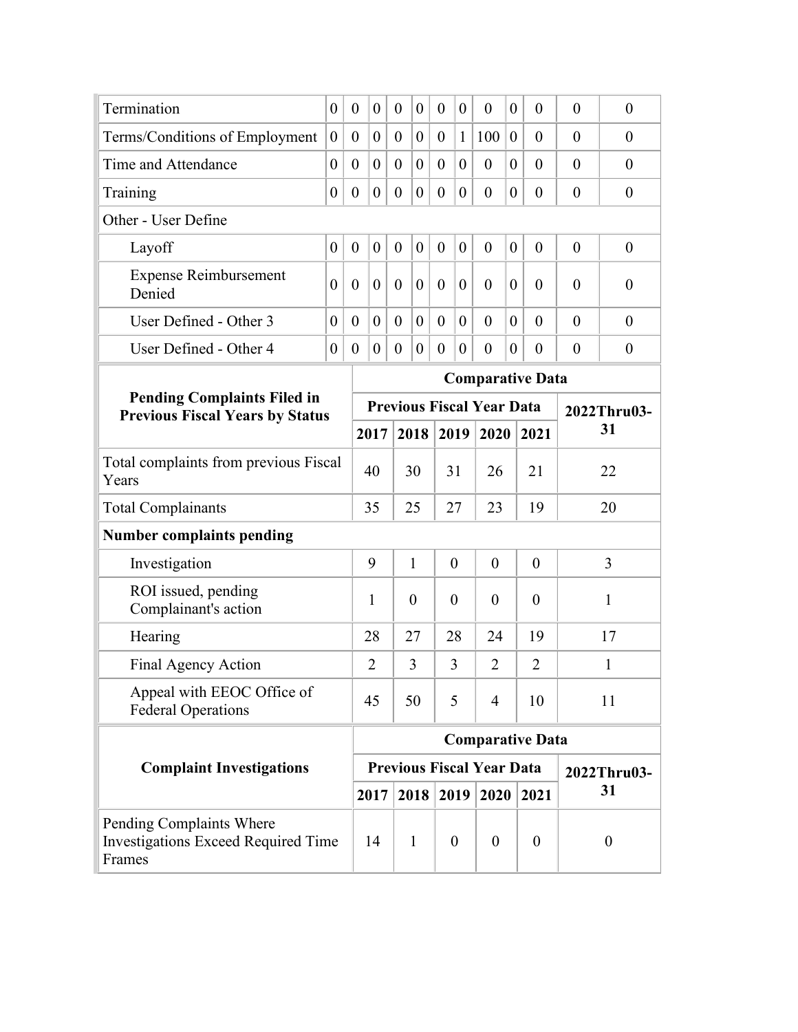| | | | | | | | | | | | | |
|---|---|---|---|---|---|---|---|---|---|---|---|---|
| Termination | 0 | 0 | 0 | 0 | 0 | 0 | 0 | 0 | 0 | 0 | 0 | 0 |
| Terms/Conditions of Employment | 0 | 0 | 0 | 0 | 0 | 0 | 1 | 100 | 0 | 0 | 0 | 0 |
| Time and Attendance | 0 | 0 | 0 | 0 | 0 | 0 | 0 | 0 | 0 | 0 | 0 | 0 |
| Training | 0 | 0 | 0 | 0 | 0 | 0 | 0 | 0 | 0 | 0 | 0 | 0 |
| Other - User Define | | | | | | | | | | | | |
| Layoff | 0 | 0 | 0 | 0 | 0 | 0 | 0 | 0 | 0 | 0 | 0 | 0 |
| Expense Reimbursement Denied | 0 | 0 | 0 | 0 | 0 | 0 | 0 | 0 | 0 | 0 | 0 | 0 |
| User Defined - Other 3 | 0 | 0 | 0 | 0 | 0 | 0 | 0 | 0 | 0 | 0 | 0 | 0 |
| User Defined - Other 4 | 0 | 0 | 0 | 0 | 0 | 0 | 0 | 0 | 0 | 0 | 0 | 0 |

| **Pending Complaints Filed in Previous Fiscal Years by Status** | **Comparative Data** | | | | | |
|---|---|---|---|---|---|---|
| | **Previous Fiscal Year Data** | | | | | **2022Thru03-31** |
| | **2017** | **2018** | **2019** | **2020** | **2021** | |
| Total complaints from previous Fiscal Years | 40 | 30 | 31 | 26 | 21 | 22 |
| Total Complainants | 35 | 25 | 27 | 23 | 19 | 20 |
| **Number complaints pending** | | | | | | |
| Investigation | 9 | 1 | 0 | 0 | 0 | 3 |
| ROI issued, pending Complainant's action | 1 | 0 | 0 | 0 | 0 | 1 |
| Hearing | 28 | 27 | 28 | 24 | 19 | 17 |
| Final Agency Action | 2 | 3 | 3 | 2 | 2 | 1 |
| Appeal with EEOC Office of Federal Operations | 45 | 50 | 5 | 4 | 10 | 11 |

| **Complaint Investigations** | **Comparative Data** | | | | | |
|---|---|---|---|---|---|---|
| | **Previous Fiscal Year Data** | | | | | **2022Thru03-31** |
| | **2017** | **2018** | **2019** | **2020** | **2021** | |
| Pending Complaints Where Investigations Exceed Required Time Frames | 14 | 1 | 0 | 0 | 0 | 0 |